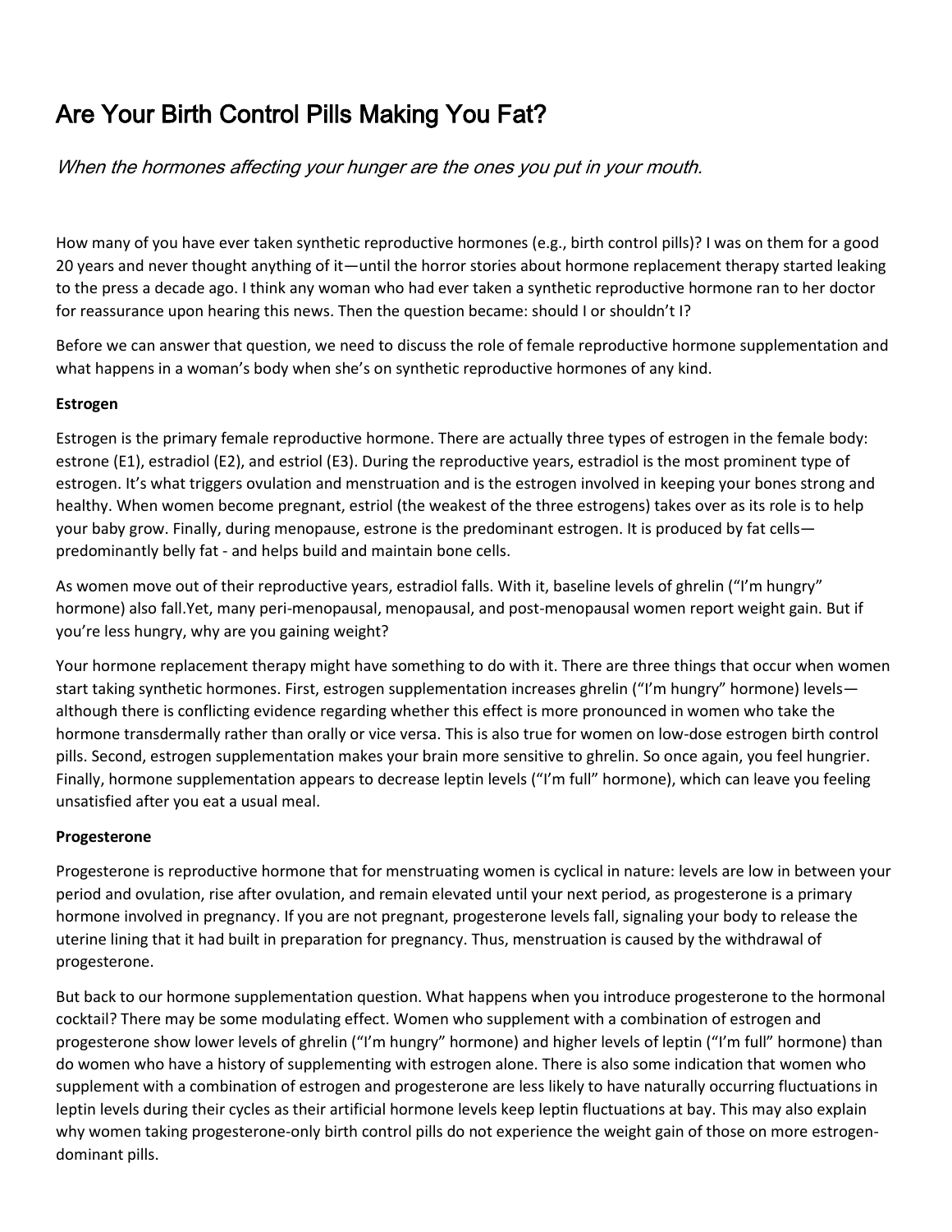# Are Your Birth Control Pills Making You Fat?

*When the hormones affecting your hunger are the ones you put in your mouth.*

How many of you have ever taken synthetic reproductive hormones (e.g., birth control pills)? I was on them for a good 20 years and never thought anything of it—until the horror stories about hormone replacement therapy started leaking to the press a decade ago. I think any woman who had ever taken a synthetic reproductive hormone ran to her doctor for reassurance upon hearing this news. Then the question became: should I or shouldn't I?

Before we can answer that question, we need to discuss the role of female reproductive hormone supplementation and what happens in a woman's body when she's on synthetic reproductive hormones of any kind.

**Estrogen**

Estrogen is the primary female reproductive hormone. There are actually three types of estrogen in the female body: estrone (E1), estradiol (E2), and estriol (E3). During the reproductive years, estradiol is the most prominent type of estrogen. It's what triggers ovulation and menstruation and is the estrogen involved in keeping your bones strong and healthy. When women become pregnant, estriol (the weakest of the three estrogens) takes over as its role is to help your baby grow. Finally, during menopause, estrone is the predominant estrogen. It is produced by fat cells—predominantly belly fat - and helps build and maintain bone cells.

As women move out of their reproductive years, estradiol falls. With it, baseline levels of ghrelin ("I'm hungry" hormone) also fall.Yet, many peri-menopausal, menopausal, and post-menopausal women report weight gain. But if you're less hungry, why are you gaining weight?

Your hormone replacement therapy might have something to do with it. There are three things that occur when women start taking synthetic hormones. First, estrogen supplementation increases ghrelin ("I'm hungry" hormone) levels—although there is conflicting evidence regarding whether this effect is more pronounced in women who take the hormone transdermally rather than orally or vice versa. This is also true for women on low-dose estrogen birth control pills. Second, estrogen supplementation makes your brain more sensitive to ghrelin. So once again, you feel hungrier. Finally, hormone supplementation appears to decrease leptin levels ("I'm full" hormone), which can leave you feeling unsatisfied after you eat a usual meal.

**Progesterone**

Progesterone is reproductive hormone that for menstruating women is cyclical in nature: levels are low in between your period and ovulation, rise after ovulation, and remain elevated until your next period, as progesterone is a primary hormone involved in pregnancy. If you are not pregnant, progesterone levels fall, signaling your body to release the uterine lining that it had built in preparation for pregnancy. Thus, menstruation is caused by the withdrawal of progesterone.

But back to our hormone supplementation question. What happens when you introduce progesterone to the hormonal cocktail? There may be some modulating effect. Women who supplement with a combination of estrogen and progesterone show lower levels of ghrelin ("I'm hungry" hormone) and higher levels of leptin ("I'm full" hormone) than do women who have a history of supplementing with estrogen alone. There is also some indication that women who supplement with a combination of estrogen and progesterone are less likely to have naturally occurring fluctuations in leptin levels during their cycles as their artificial hormone levels keep leptin fluctuations at bay. This may also explain why women taking progesterone-only birth control pills do not experience the weight gain of those on more estrogen-dominant pills.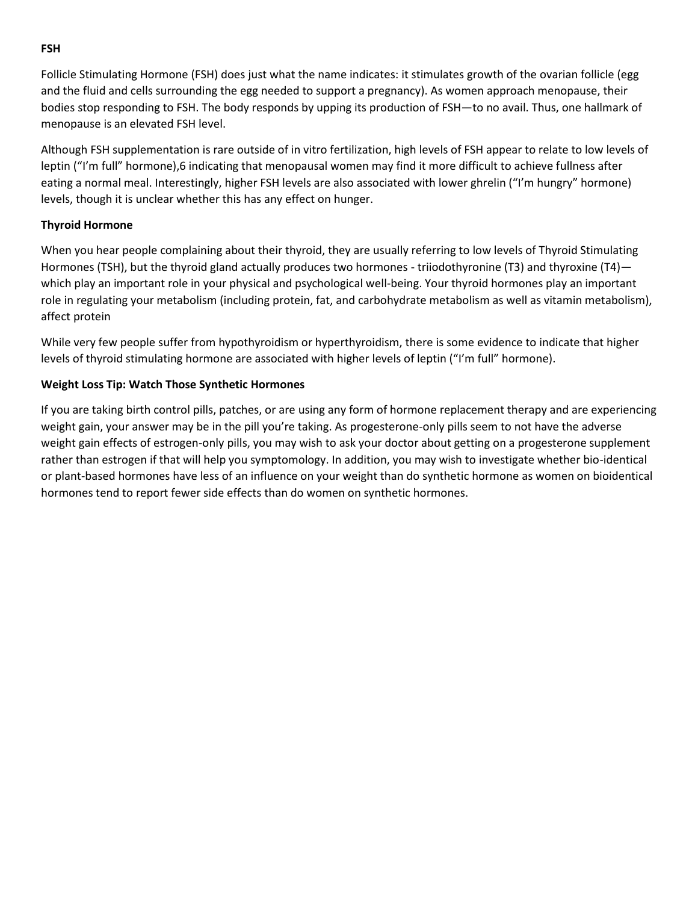**FSH**

Follicle Stimulating Hormone (FSH) does just what the name indicates: it stimulates growth of the ovarian follicle (egg and the fluid and cells surrounding the egg needed to support a pregnancy). As women approach menopause, their bodies stop responding to FSH. The body responds by upping its production of FSH—to no avail. Thus, one hallmark of menopause is an elevated FSH level.

Although FSH supplementation is rare outside of in vitro fertilization, high levels of FSH appear to relate to low levels of leptin ("I'm full" hormone),6 indicating that menopausal women may find it more difficult to achieve fullness after eating a normal meal. Interestingly, higher FSH levels are also associated with lower ghrelin ("I'm hungry" hormone) levels, though it is unclear whether this has any effect on hunger.

**Thyroid Hormone**

When you hear people complaining about their thyroid, they are usually referring to low levels of Thyroid Stimulating Hormones (TSH), but the thyroid gland actually produces two hormones - triiodothyronine (T3) and thyroxine (T4)—which play an important role in your physical and psychological well-being. Your thyroid hormones play an important role in regulating your metabolism (including protein, fat, and carbohydrate metabolism as well as vitamin metabolism), affect protein

While very few people suffer from hypothyroidism or hyperthyroidism, there is some evidence to indicate that higher levels of thyroid stimulating hormone are associated with higher levels of leptin ("I'm full" hormone).

**Weight Loss Tip: Watch Those Synthetic Hormones**

If you are taking birth control pills, patches, or are using any form of hormone replacement therapy and are experiencing weight gain, your answer may be in the pill you're taking. As progesterone-only pills seem to not have the adverse weight gain effects of estrogen-only pills, you may wish to ask your doctor about getting on a progesterone supplement rather than estrogen if that will help you symptomology. In addition, you may wish to investigate whether bio-identical or plant-based hormones have less of an influence on your weight than do synthetic hormone as women on bioidentical hormones tend to report fewer side effects than do women on synthetic hormones.